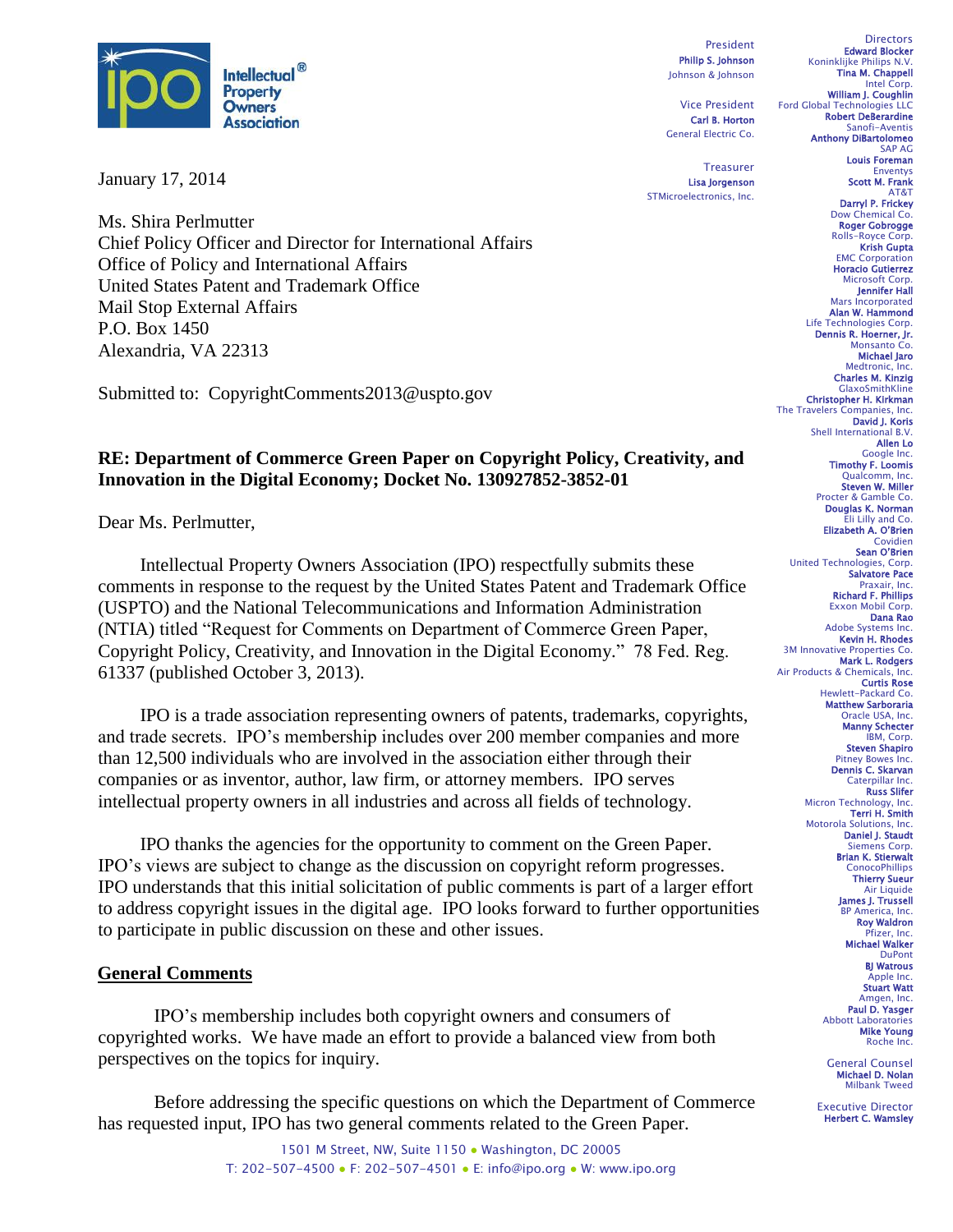Intellectual Property Owners Association

President
**Phillip S. Johnson**
Johnson & Johnson

Vice President
**Carl B. Horton**
General Electric Co.

Treasurer
**Lisa Jorgenson**
STMicroelectronics, Inc.

Directors
**Edward Blocker**
Koninklijke Philips N.V.
**Tina M. Chappell**
Intel Corp.
**William J. Coughlin**
Ford Global Technologies LLC
**Robert DeBerardine**
Sanofi-Aventis
**Anthony DiBartolomeo**
SAP AG
**Louis Foreman**
Enventys
**Scott M. Frank**
AT&T
**Darryl P. Frickey**
Dow Chemical Co.
**Roger Gobrogge**
Rolls-Royce Corp.
**Krish Gupta**
EMC Corporation
**Horacio Gutierrez**
Microsoft Corp.
**Jennifer Hall**
Mars Incorporated
**Alan W. Hammond**
Life Technologies Corp.
**Dennis R. Hoerner, Jr.**
Monsanto Co.
**Michael Jaro**
Medtronic, Inc.
**Charles M. Kinzig**
GlaxoSmithKline
**Christopher H. Kirkman**
The Travelers Companies, Inc.
**David J. Koris**
Shell International B.V.
**Allen Lo**
Google Inc.
**Timothy F. Loomis**
Qualcomm, Inc.
**Steven W. Miller**
Procter & Gamble Co.
**Douglas K. Norman**
Eli Lilly and Co.
**Elizabeth A. O'Brien**
Covidien
**Sean O'Brien**
United Technologies, Corp.
**Salvatore Pace**
Praxair, Inc.
**Richard F. Phillips**
Exxon Mobil Corp.
**Dana Rao**
Adobe Systems Inc.
**Kevin H. Rhodes**
3M Innovative Properties Co.
**Mark L. Rodgers**
Air Products & Chemicals, Inc.
**Curtis Rose**
Hewlett-Packard Co.
**Matthew Sarboraria**
Oracle USA, Inc.
**Manny Schecter**
IBM, Corp.
**Steven Shapiro**
Pitney Bowes Inc.
**Dennis C. Skarvan**
Caterpillar Inc.
**Russ Slifer**
Micron Technology, Inc.
**Terri H. Smith**
Motorola Solutions, Inc.
**Daniel J. Staudt**
Siemens Corp.
**Brian K. Stierwalt**
ConocoPhillips
**Thierry Sueur**
Air Liquide
**James J. Trussell**
BP America, Inc.
**Roy Waldron**
Pfizer, Inc.
**Michael Walker**
DuPont
**BJ Watrous**
Apple Inc.
**Stuart Watt**
Amgen, Inc.
**Paul D. Yasger**
Abbott Laboratories
**Mike Young**
Roche Inc.

General Counsel
**Michael D. Nolan**
Milbank Tweed

Executive Director
**Herbert C. Wamsley**

January 17, 2014

Ms. Shira Perlmutter
Chief Policy Officer and Director for International Affairs
Office of Policy and International Affairs
United States Patent and Trademark Office
Mail Stop External Affairs
P.O. Box 1450
Alexandria, VA 22313

Submitted to: CopyrightComments2013@uspto.gov

**RE: Department of Commerce Green Paper on Copyright Policy, Creativity, and Innovation in the Digital Economy; Docket No. 130927852-3852-01**

Dear Ms. Perlmutter,

Intellectual Property Owners Association (IPO) respectfully submits these comments in response to the request by the United States Patent and Trademark Office (USPTO) and the National Telecommunications and Information Administration (NTIA) titled "Request for Comments on Department of Commerce Green Paper, Copyright Policy, Creativity, and Innovation in the Digital Economy." 78 Fed. Reg. 61337 (published October 3, 2013).

IPO is a trade association representing owners of patents, trademarks, copyrights, and trade secrets. IPO's membership includes over 200 member companies and more than 12,500 individuals who are involved in the association either through their companies or as inventor, author, law firm, or attorney members. IPO serves intellectual property owners in all industries and across all fields of technology.

IPO thanks the agencies for the opportunity to comment on the Green Paper. IPO's views are subject to change as the discussion on copyright reform progresses. IPO understands that this initial solicitation of public comments is part of a larger effort to address copyright issues in the digital age. IPO looks forward to further opportunities to participate in public discussion on these and other issues.

## General Comments

IPO's membership includes both copyright owners and consumers of copyrighted works. We have made an effort to provide a balanced view from both perspectives on the topics for inquiry.

Before addressing the specific questions on which the Department of Commerce has requested input, IPO has two general comments related to the Green Paper.

1501 M Street, NW, Suite 1150 • Washington, DC 20005
T: 202-507-4500 • F: 202-507-4501 • E: info@ipo.org • W: www.ipo.org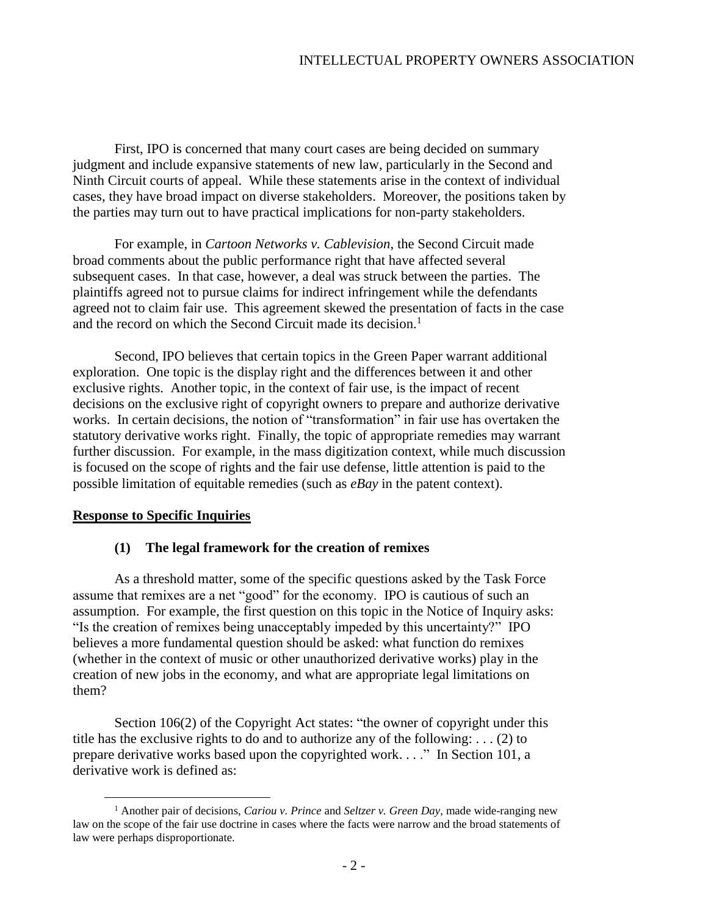First, IPO is concerned that many court cases are being decided on summary judgment and include expansive statements of new law, particularly in the Second and Ninth Circuit courts of appeal. While these statements arise in the context of individual cases, they have broad impact on diverse stakeholders. Moreover, the positions taken by the parties may turn out to have practical implications for non-party stakeholders.

For example, in *Cartoon Networks v. Cablevision*, the Second Circuit made broad comments about the public performance right that have affected several subsequent cases. In that case, however, a deal was struck between the parties. The plaintiffs agreed not to pursue claims for indirect infringement while the defendants agreed not to claim fair use. This agreement skewed the presentation of facts in the case and the record on which the Second Circuit made its decision.[1]

Second, IPO believes that certain topics in the Green Paper warrant additional exploration. One topic is the display right and the differences between it and other exclusive rights. Another topic, in the context of fair use, is the impact of recent decisions on the exclusive right of copyright owners to prepare and authorize derivative works. In certain decisions, the notion of "transformation" in fair use has overtaken the statutory derivative works right. Finally, the topic of appropriate remedies may warrant further discussion. For example, in the mass digitization context, while much discussion is focused on the scope of rights and the fair use defense, little attention is paid to the possible limitation of equitable remedies (such as *eBay* in the patent context).

## Response to Specific Inquiries

### (1) The legal framework for the creation of remixes

As a threshold matter, some of the specific questions asked by the Task Force assume that remixes are a net "good" for the economy. IPO is cautious of such an assumption. For example, the first question on this topic in the Notice of Inquiry asks: "Is the creation of remixes being unacceptably impeded by this uncertainty?" IPO believes a more fundamental question should be asked: what function do remixes (whether in the context of music or other unauthorized derivative works) play in the creation of new jobs in the economy, and what are appropriate legal limitations on them?

Section 106(2) of the Copyright Act states: "the owner of copyright under this title has the exclusive rights to do and to authorize any of the following: . . . (2) to prepare derivative works based upon the copyrighted work. . . ." In Section 101, a derivative work is defined as:

---

[1] Another pair of decisions, *Cariou v. Prince* and *Seltzer v. Green Day*, made wide-ranging new law on the scope of the fair use doctrine in cases where the facts were narrow and the broad statements of law were perhaps disproportionate.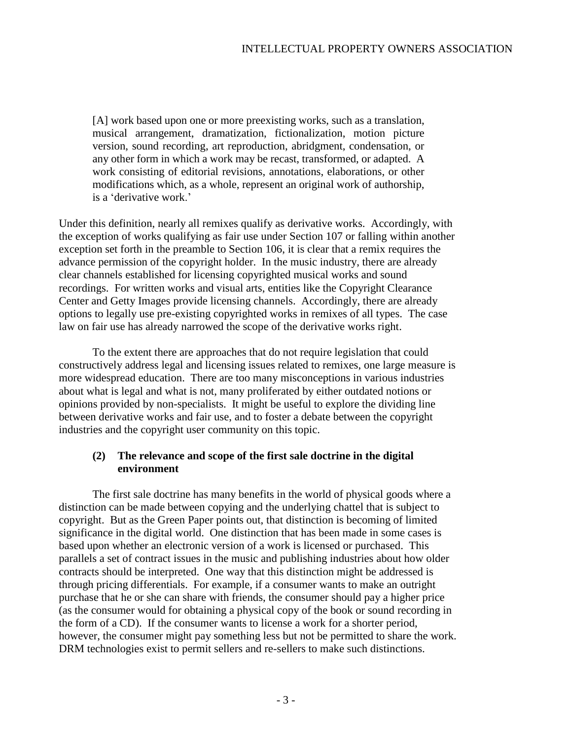> [A] work based upon one or more preexisting works, such as a translation, musical arrangement, dramatization, fictionalization, motion picture version, sound recording, art reproduction, abridgment, condensation, or any other form in which a work may be recast, transformed, or adapted. A work consisting of editorial revisions, annotations, elaborations, or other modifications which, as a whole, represent an original work of authorship, is a 'derivative work.'

Under this definition, nearly all remixes qualify as derivative works. Accordingly, with the exception of works qualifying as fair use under Section 107 or falling within another exception set forth in the preamble to Section 106, it is clear that a remix requires the advance permission of the copyright holder. In the music industry, there are already clear channels established for licensing copyrighted musical works and sound recordings. For written works and visual arts, entities like the Copyright Clearance Center and Getty Images provide licensing channels. Accordingly, there are already options to legally use pre-existing copyrighted works in remixes of all types. The case law on fair use has already narrowed the scope of the derivative works right.

To the extent there are approaches that do not require legislation that could constructively address legal and licensing issues related to remixes, one large measure is more widespread education. There are too many misconceptions in various industries about what is legal and what is not, many proliferated by either outdated notions or opinions provided by non-specialists. It might be useful to explore the dividing line between derivative works and fair use, and to foster a debate between the copyright industries and the copyright user community on this topic.

### (2) The relevance and scope of the first sale doctrine in the digital environment

The first sale doctrine has many benefits in the world of physical goods where a distinction can be made between copying and the underlying chattel that is subject to copyright. But as the Green Paper points out, that distinction is becoming of limited significance in the digital world. One distinction that has been made in some cases is based upon whether an electronic version of a work is licensed or purchased. This parallels a set of contract issues in the music and publishing industries about how older contracts should be interpreted. One way that this distinction might be addressed is through pricing differentials. For example, if a consumer wants to make an outright purchase that he or she can share with friends, the consumer should pay a higher price (as the consumer would for obtaining a physical copy of the book or sound recording in the form of a CD). If the consumer wants to license a work for a shorter period, however, the consumer might pay something less but not be permitted to share the work. DRM technologies exist to permit sellers and re-sellers to make such distinctions.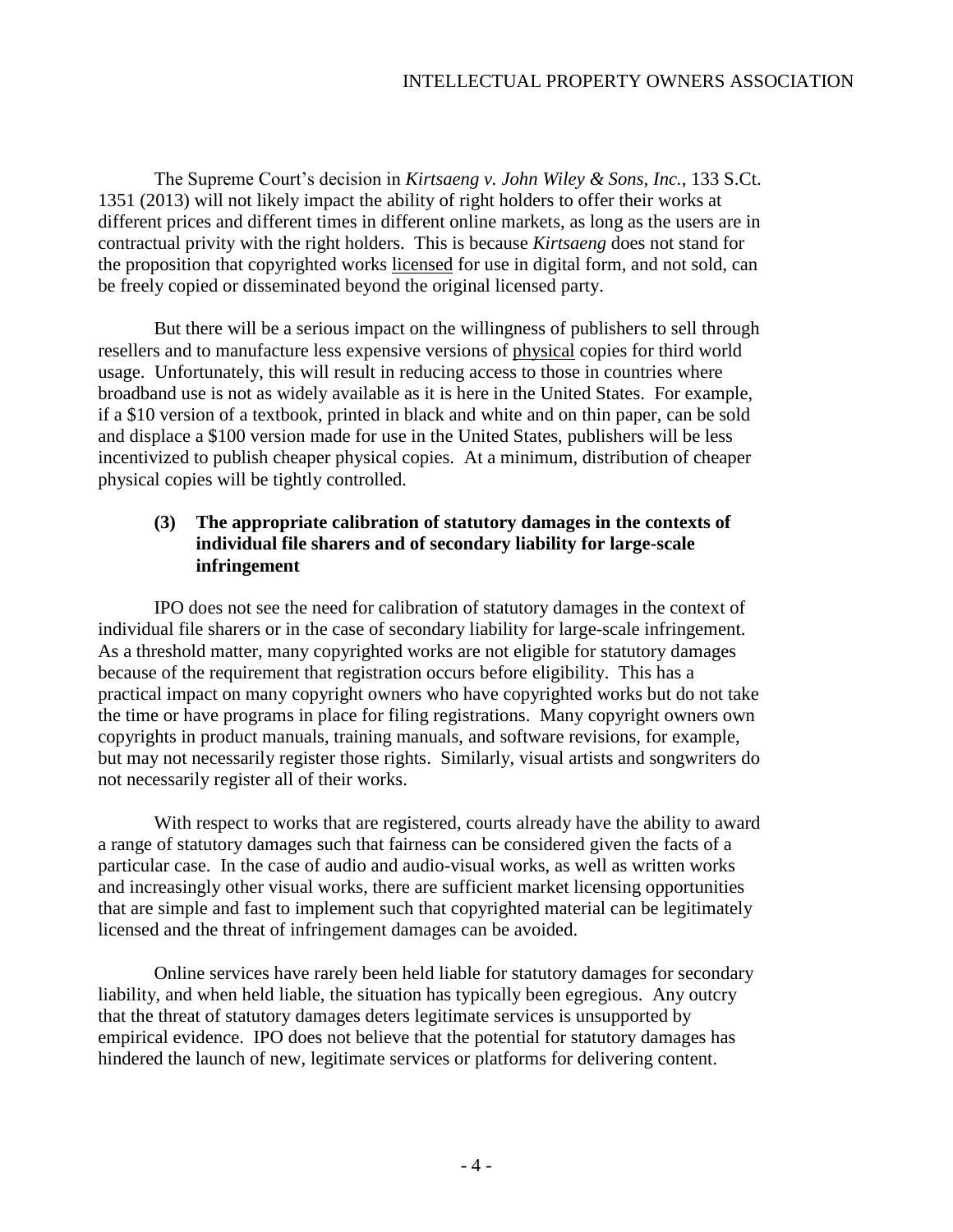The Supreme Court's decision in *Kirtsaeng v. John Wiley & Sons, Inc.*, 133 S.Ct. 1351 (2013) will not likely impact the ability of right holders to offer their works at different prices and different times in different online markets, as long as the users are in contractual privity with the right holders. This is because *Kirtsaeng* does not stand for the proposition that copyrighted works <u>licensed</u> for use in digital form, and not sold, can be freely copied or disseminated beyond the original licensed party.

But there will be a serious impact on the willingness of publishers to sell through resellers and to manufacture less expensive versions of <u>physical</u> copies for third world usage. Unfortunately, this will result in reducing access to those in countries where broadband use is not as widely available as it is here in the United States. For example, if a $10 version of a textbook, printed in black and white and on thin paper, can be sold and displace a $100 version made for use in the United States, publishers will be less incentivized to publish cheaper physical copies. At a minimum, distribution of cheaper physical copies will be tightly controlled.

### (3) The appropriate calibration of statutory damages in the contexts of individual file sharers and of secondary liability for large-scale infringement

IPO does not see the need for calibration of statutory damages in the context of individual file sharers or in the case of secondary liability for large-scale infringement. As a threshold matter, many copyrighted works are not eligible for statutory damages because of the requirement that registration occurs before eligibility. This has a practical impact on many copyright owners who have copyrighted works but do not take the time or have programs in place for filing registrations. Many copyright owners own copyrights in product manuals, training manuals, and software revisions, for example, but may not necessarily register those rights. Similarly, visual artists and songwriters do not necessarily register all of their works.

With respect to works that are registered, courts already have the ability to award a range of statutory damages such that fairness can be considered given the facts of a particular case. In the case of audio and audio-visual works, as well as written works and increasingly other visual works, there are sufficient market licensing opportunities that are simple and fast to implement such that copyrighted material can be legitimately licensed and the threat of infringement damages can be avoided.

Online services have rarely been held liable for statutory damages for secondary liability, and when held liable, the situation has typically been egregious. Any outcry that the threat of statutory damages deters legitimate services is unsupported by empirical evidence. IPO does not believe that the potential for statutory damages has hindered the launch of new, legitimate services or platforms for delivering content.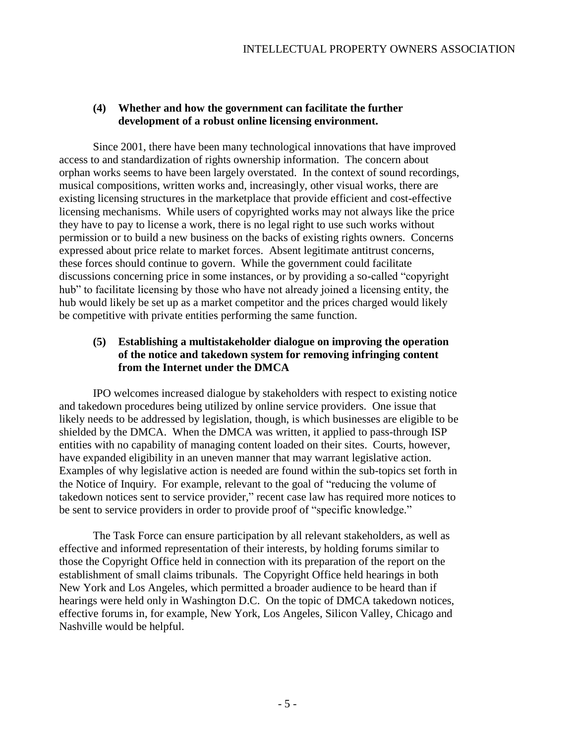### (4) Whether and how the government can facilitate the further development of a robust online licensing environment.

Since 2001, there have been many technological innovations that have improved access to and standardization of rights ownership information. The concern about orphan works seems to have been largely overstated. In the context of sound recordings, musical compositions, written works and, increasingly, other visual works, there are existing licensing structures in the marketplace that provide efficient and cost-effective licensing mechanisms. While users of copyrighted works may not always like the price they have to pay to license a work, there is no legal right to use such works without permission or to build a new business on the backs of existing rights owners. Concerns expressed about price relate to market forces. Absent legitimate antitrust concerns, these forces should continue to govern. While the government could facilitate discussions concerning price in some instances, or by providing a so-called "copyright hub" to facilitate licensing by those who have not already joined a licensing entity, the hub would likely be set up as a market competitor and the prices charged would likely be competitive with private entities performing the same function.

### (5) Establishing a multistakeholder dialogue on improving the operation of the notice and takedown system for removing infringing content from the Internet under the DMCA

IPO welcomes increased dialogue by stakeholders with respect to existing notice and takedown procedures being utilized by online service providers. One issue that likely needs to be addressed by legislation, though, is which businesses are eligible to be shielded by the DMCA. When the DMCA was written, it applied to pass-through ISP entities with no capability of managing content loaded on their sites. Courts, however, have expanded eligibility in an uneven manner that may warrant legislative action. Examples of why legislative action is needed are found within the sub-topics set forth in the Notice of Inquiry. For example, relevant to the goal of "reducing the volume of takedown notices sent to service provider," recent case law has required more notices to be sent to service providers in order to provide proof of "specific knowledge."

The Task Force can ensure participation by all relevant stakeholders, as well as effective and informed representation of their interests, by holding forums similar to those the Copyright Office held in connection with its preparation of the report on the establishment of small claims tribunals. The Copyright Office held hearings in both New York and Los Angeles, which permitted a broader audience to be heard than if hearings were held only in Washington D.C. On the topic of DMCA takedown notices, effective forums in, for example, New York, Los Angeles, Silicon Valley, Chicago and Nashville would be helpful.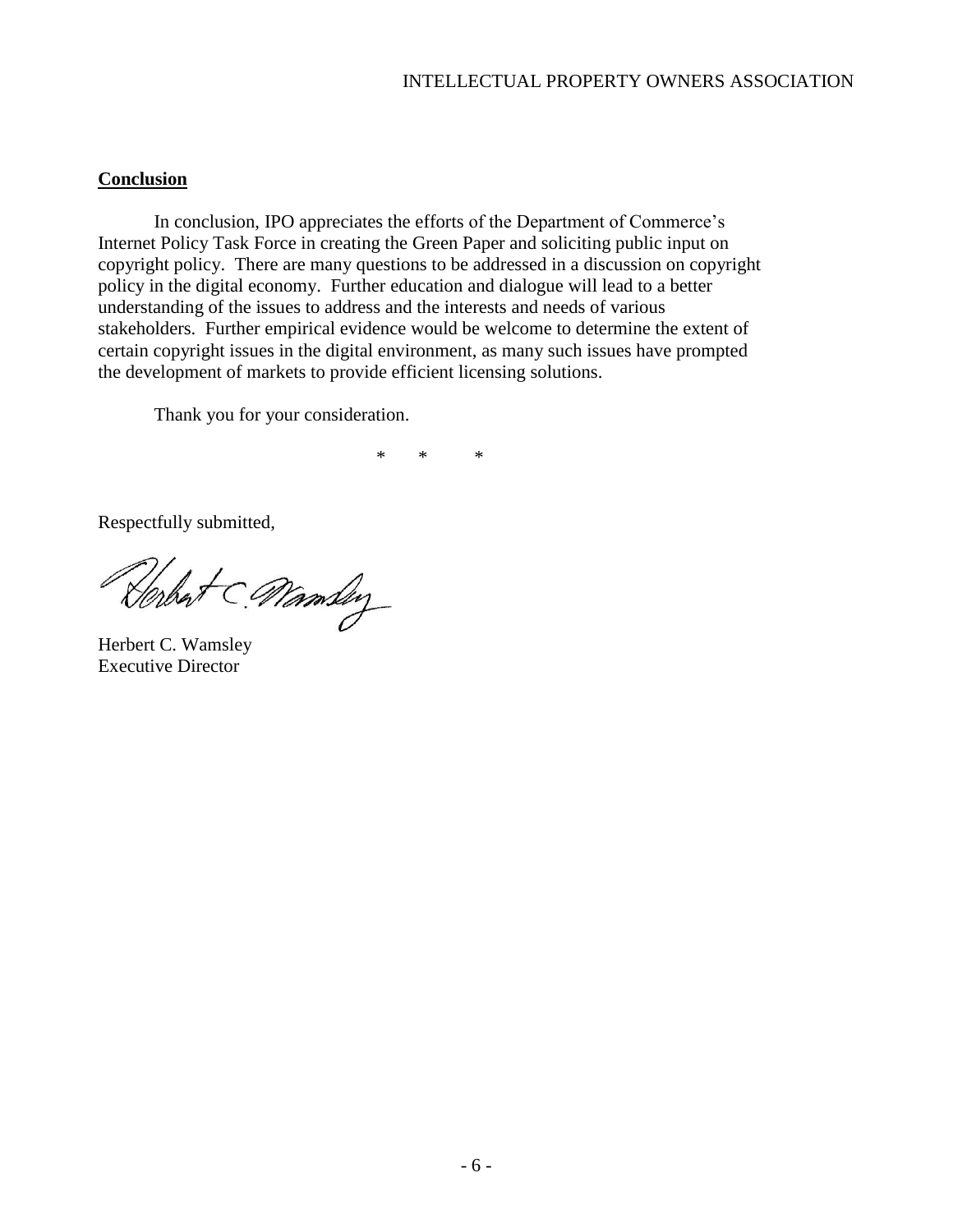**Conclusion**

In conclusion, IPO appreciates the efforts of the Department of Commerce's Internet Policy Task Force in creating the Green Paper and soliciting public input on copyright policy. There are many questions to be addressed in a discussion on copyright policy in the digital economy. Further education and dialogue will lead to a better understanding of the issues to address and the interests and needs of various stakeholders. Further empirical evidence would be welcome to determine the extent of certain copyright issues in the digital environment, as many such issues have prompted the development of markets to provide efficient licensing solutions.

Thank you for your consideration.

\* \* \*

Respectfully submitted,

Herbert C. Wamsley
Executive Director